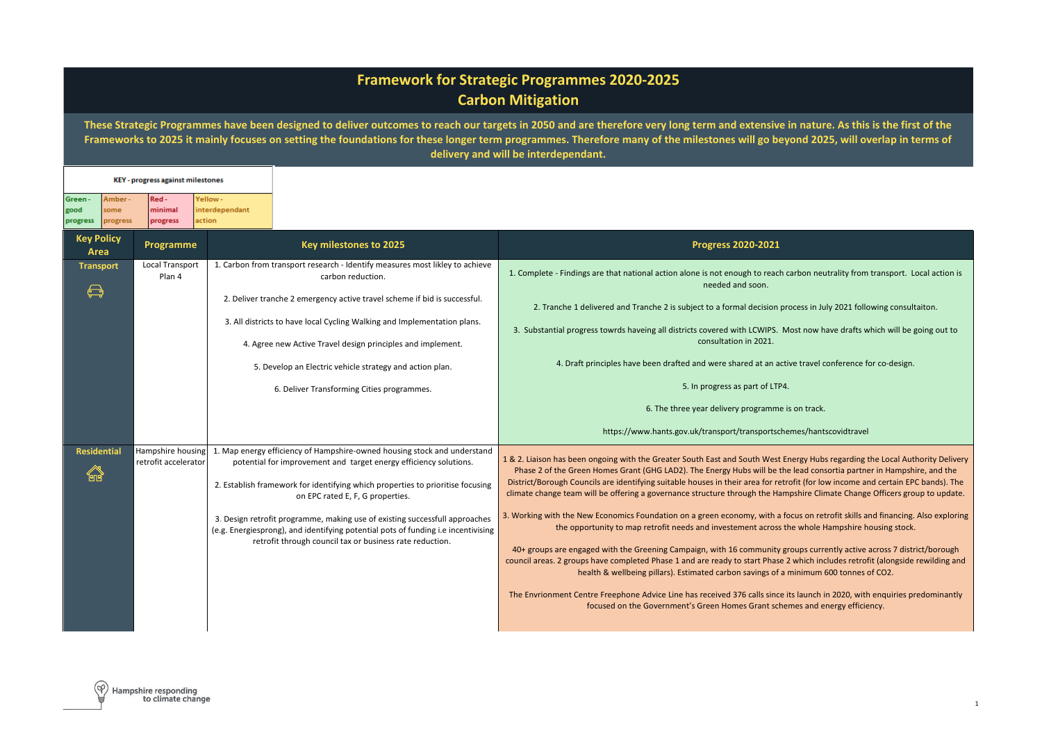# Framework for Strategic Programmes 2020-2025
# Carbon Mitigation

**These Strategic Programmes have been designed to deliver outcomes to reach our targets in 2050 and are therefore very long term and extensive in nature. As this is the first of the Frameworks to 2025 it mainly focuses on setting the foundations for these longer term programmes. Therefore many of the milestones will go beyond 2025, will overlap in terms of delivery and will be interdependant.**

| KEY - progress against milestones | | | |
|---|---|---|---|
| Green - good progress | Amber - some progress | Red - minimal progress | Yellow - interdependant action |

| Key Policy Area | Programme | Key milestones to 2025 | Progress 2020-2021 |
|---|---|---|---|
| Transport | Local Transport Plan 4 | 1. Carbon from transport research - Identify measures most likley to achieve carbon reduction.<br><br>2. Deliver tranche 2 emergency active travel scheme if bid is successful.<br><br>3. All districts to have local Cycling Walking and Implementation plans.<br><br>4. Agree new Active Travel design principles and implement.<br><br>5. Develop an Electric vehicle strategy and action plan.<br><br>6. Deliver Transforming Cities programmes. | 1. Complete - Findings are that national action alone is not enough to reach carbon neutrality from transport. Local action is needed and soon.<br><br>2. Tranche 1 delivered and Tranche 2 is subject to a formal decision process in July 2021 following consultaiton.<br><br>3. Substantial progress towrds haveing all districts covered with LCWIPS. Most now have drafts which will be going out to consultation in 2021.<br><br>4. Draft principles have been drafted and were shared at an active travel conference for co-design.<br><br>5. In progress as part of LTP4.<br><br>6. The three year delivery programme is on track.<br><br>https://www.hants.gov.uk/transport/transportschemes/hantscovidtravel |
| Residential | Hampshire housing retrofit accelerator | 1. Map energy efficiency of Hampshire-owned housing stock and understand potential for improvement and target energy efficiency solutions.<br><br>2. Establish framework for identifying which properties to prioritise focusing on EPC rated E, F, G properties.<br><br>3. Design retrofit programme, making use of existing successfull approaches (e.g. Energiesprong), and identifying potential pots of funding i.e incentivising retrofit through council tax or business rate reduction. | 1 & 2. Liaison has been ongoing with the Greater South East and South West Energy Hubs regarding the Local Authority Delivery Phase 2 of the Green Homes Grant (GHG LAD2). The Energy Hubs will be the lead consortia partner in Hampshire, and the District/Borough Councils are identifying suitable houses in their area for retrofit (for low income and certain EPC bands). The climate change team will be offering a governance structure through the Hampshire Climate Change Officers group to update.<br><br>3. Working with the New Economics Foundation on a green economy, with a focus on retrofit skills and financing. Also exploring the opportunity to map retrofit needs and investement across the whole Hampshire housing stock.<br><br>40+ groups are engaged with the Greening Campaign, with 16 community groups currently active across 7 district/borough council areas. 2 groups have completed Phase 1 and are ready to start Phase 2 which includes retrofit (alongside rewilding and health & wellbeing pillars). Estimated carbon savings of a minimum 600 tonnes of $CO_2$.<br><br>The Envrionment Centre Freephone Advice Line has received 376 calls since its launch in 2020, with enquiries predominantly focused on the Government's Green Homes Grant schemes and energy efficiency. |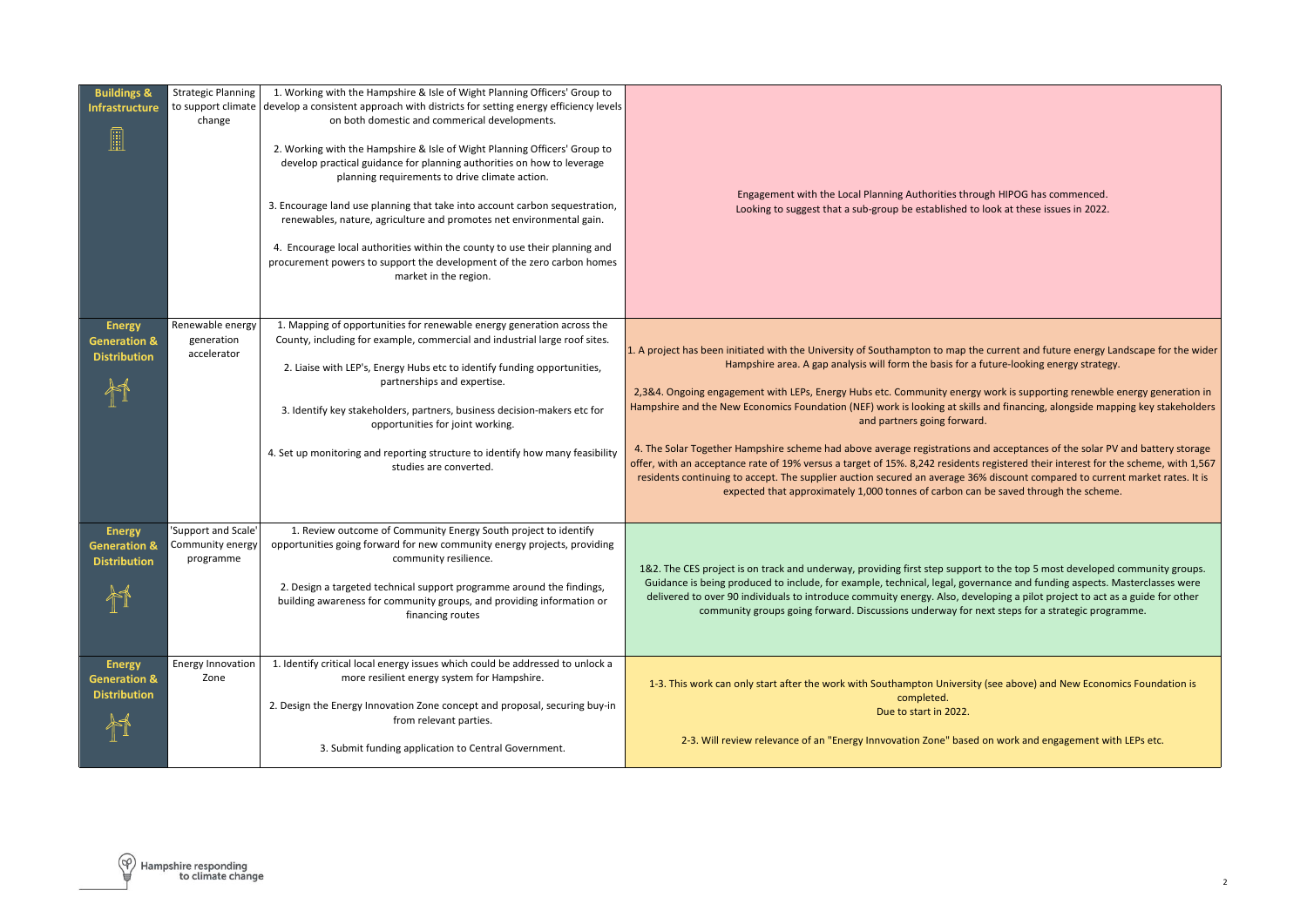| | | | |
|---|---|---|---|
| **Buildings & Infrastructure** | Strategic Planning to support climate change | 1. Working with the Hampshire & Isle of Wight Planning Officers' Group to develop a consistent approach with districts for setting energy efficiency levels on both domestic and commerical developments.<br><br>2. Working with the Hampshire & Isle of Wight Planning Officers' Group to develop practical guidance for planning authorities on how to leverage planning requirements to drive climate action.<br><br>3. Encourage land use planning that take into account carbon sequestration, renewables, nature, agriculture and promotes net environmental gain.<br><br>4. Encourage local authorities within the county to use their planning and procurement powers to support the development of the zero carbon homes market in the region. | Engagement with the Local Planning Authorities through HIPOG has commenced.<br>Looking to suggest that a sub-group be established to look at these issues in 2022. |
| **Energy Generation & Distribution** | Renewable energy generation accelerator | 1. Mapping of opportunities for renewable energy generation across the County, including for example, commercial and industrial large roof sites.<br><br>2. Liaise with LEP's, Energy Hubs etc to identify funding opportunities, partnerships and expertise.<br><br>3. Identify key stakeholders, partners, business decision-makers etc for opportunities for joint working.<br><br>4. Set up monitoring and reporting structure to identify how many feasibility studies are converted. | 1. A project has been initiated with the University of Southampton to map the current and future energy Landscape for the wider Hampshire area. A gap analysis will form the basis for a future-looking energy strategy.<br><br>2,3&4. Ongoing engagement with LEPs, Energy Hubs etc. Community energy work is supporting renewble energy generation in Hampshire and the New Economics Foundation (NEF) work is looking at skills and financing, alongside mapping key stakeholders and partners going forward.<br><br>4. The Solar Together Hampshire scheme had above average registrations and acceptances of the solar PV and battery storage offer, with an acceptance rate of 19% versus a target of 15%. 8,242 residents registered their interest for the scheme, with 1,567 residents continuing to accept. The supplier auction secured an average 36% discount compared to current market rates. It is expected that approximately 1,000 tonnes of carbon can be saved through the scheme. |
| **Energy Generation & Distribution** | 'Support and Scale' Community energy programme | 1. Review outcome of Community Energy South project to identify opportunities going forward for new community energy projects, providing community resilience.<br><br>2. Design a targeted technical support programme around the findings, building awareness for community groups, and providing information or financing routes | 1&2. The CES project is on track and underway, providing first step support to the top 5 most developed community groups. Guidance is being produced to include, for example, technical, legal, governance and funding aspects. Masterclasses were delivered to over 90 individuals to introduce commuity energy. Also, developing a pilot project to act as a guide for other community groups going forward. Discussions underway for next steps for a strategic programme. |
| **Energy Generation & Distribution** | Energy Innovation Zone | 1. Identify critical local energy issues which could be addressed to unlock a more resilient energy system for Hampshire.<br><br>2. Design the Energy Innovation Zone concept and proposal, securing buy-in from relevant parties.<br><br>3. Submit funding application to Central Government. | 1-3. This work can only start after the work with Southampton University (see above) and New Economics Foundation is completed.<br>Due to start in 2022.<br><br>2-3. Will review relevance of an "Energy Innvovation Zone" based on work and engagement with LEPs etc. |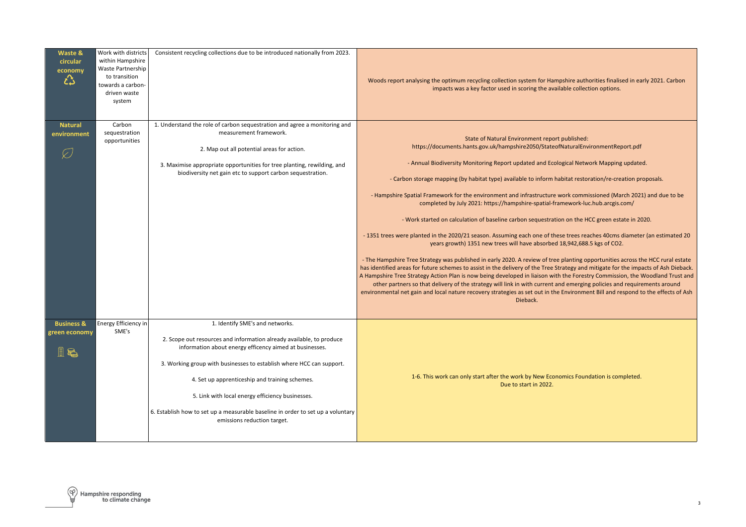| | | | |
|---|---|---|---|
| **Waste & circular economy** | Work with districts within Hampshire Waste Partnership to transition towards a carbon-driven waste system | Consistent recycling collections due to be introduced nationally from 2023. | Woods report analysing the optimum recycling collection system for Hampshire authorities finalised in early 2021. Carbon impacts was a key factor used in scoring the available collection options. |
| **Natural environment** | Carbon sequestration opportunities | 1. Understand the role of carbon sequestration and agree a monitoring and measurement framework.<br><br>2. Map out all potential areas for action.<br><br>3. Maximise appropriate opportunities for tree planting, rewilding, and biodiversity net gain etc to support carbon sequestration. | State of Natural Environment report published: https://documents.hants.gov.uk/hampshire2050/StateofNaturalEnvironmentReport.pdf<br><br>- Annual Biodiversity Monitoring Report updated and Ecological Network Mapping updated.<br><br>- Carbon storage mapping (by habitat type) available to inform habitat restoration/re-creation proposals.<br><br>- Hampshire Spatial Framework for the environment and infrastructure work commissioned (March 2021) and due to be completed by July 2021: https://hampshire-spatial-framework-luc.hub.arcgis.com/<br><br>- Work started on calculation of baseline carbon sequestration on the HCC green estate in 2020.<br><br>- 1351 trees were planted in the 2020/21 season. Assuming each one of these trees reaches 40cms diameter (an estimated 20 years growth) 1351 new trees will have absorbed 18,942,688.5 kgs of $CO_2$.<br><br>- The Hampshire Tree Strategy was published in early 2020. A review of tree planting opportunities across the HCC rural estate has identified areas for future schemes to assist in the delivery of the Tree Strategy and mitigate for the impacts of Ash Dieback. A Hampshire Tree Strategy Action Plan is now being developed in liaison with the Forestry Commission, the Woodland Trust and other partners so that delivery of the strategy will link in with current and emerging policies and requirements around environmental net gain and local nature recovery strategies as set out in the Environment Bill and respond to the effects of Ash Dieback. |
| **Business & green economy** | Energy Efficiency in SME's | 1. Identify SME's and networks.<br><br>2. Scope out resources and information already available, to produce information about energy efficency aimed at businesses.<br><br>3. Working group with businesses to establish where HCC can support.<br><br>4. Set up apprenticeship and training schemes.<br><br>5. Link with local energy efficiency businesses.<br><br>6. Establish how to set up a measurable baseline in order to set up a voluntary emissions reduction target. | 1-6. This work can only start after the work by New Economics Foundation is completed. Due to start in 2022. |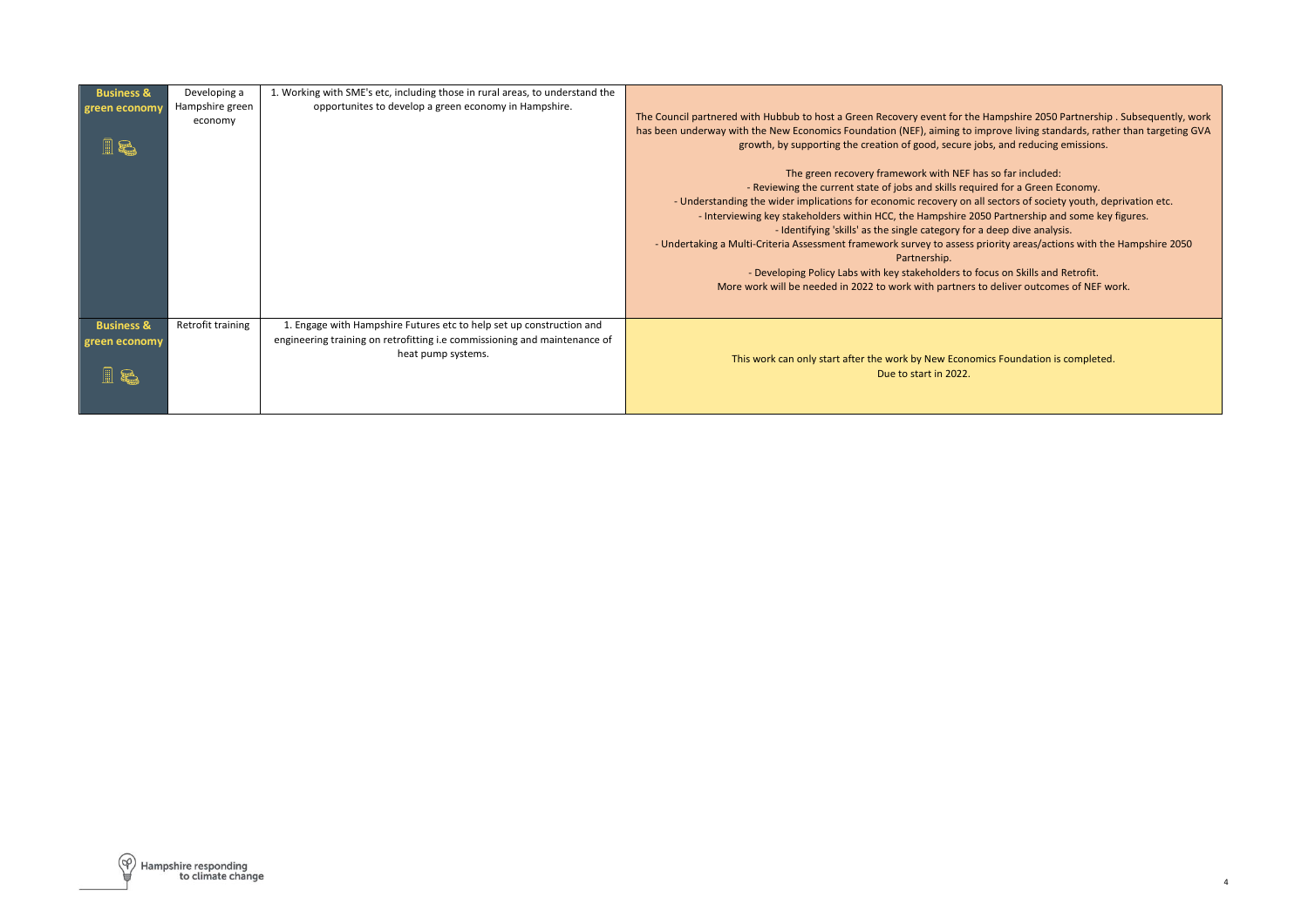| | | | |
|---|---|---|---|
| **Business & green economy** | Developing a Hampshire green economy | 1. Working with SME's etc, including those in rural areas, to understand the opportunites to develop a green economy in Hampshire. | The Council partnered with Hubbub to host a Green Recovery event for the Hampshire 2050 Partnership . Subsequently, work has been underway with the New Economics Foundation (NEF), aiming to improve living standards, rather than targeting GVA growth, by supporting the creation of good, secure jobs, and reducing emissions.<br><br>The green recovery framework with NEF has so far included:<br>- Reviewing the current state of jobs and skills required for a Green Economy.<br>- Understanding the wider implications for economic recovery on all sectors of society youth, deprivation etc.<br>- Interviewing key stakeholders within HCC, the Hampshire 2050 Partnership and some key figures.<br>- Identifying 'skills' as the single category for a deep dive analysis.<br>- Undertaking a Multi-Criteria Assessment framework survey to assess priority areas/actions with the Hampshire 2050 Partnership.<br>- Developing Policy Labs with key stakeholders to focus on Skills and Retrofit.<br>More work will be needed in 2022 to work with partners to deliver outcomes of NEF work. |
| **Business & green economy** | Retrofit training | 1. Engage with Hampshire Futures etc to help set up construction and engineering training on retrofitting i.e commissioning and maintenance of heat pump systems. | This work can only start after the work by New Economics Foundation is completed.<br>Due to start in 2022. |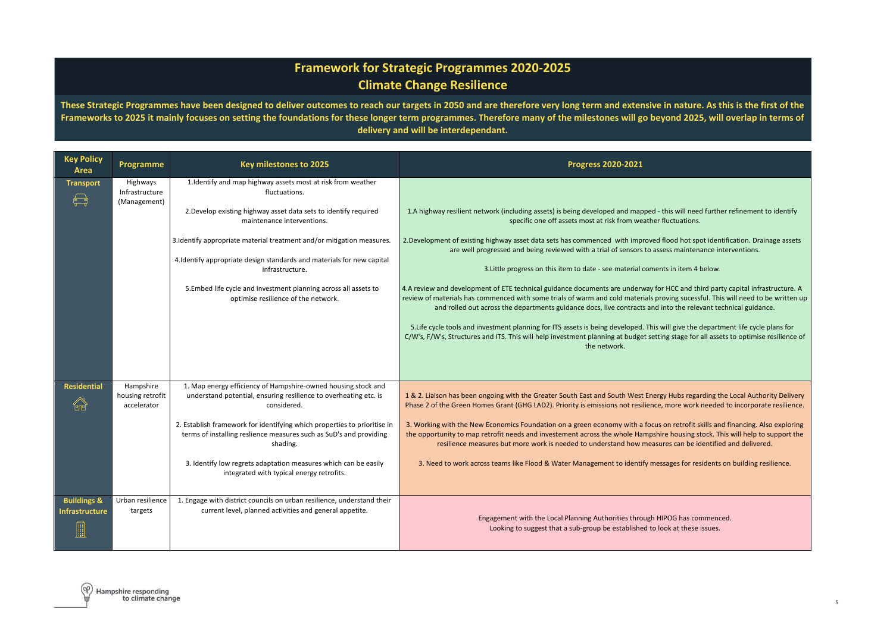# Framework for Strategic Programmes 2020-2025
## Climate Change Resilience

**These Strategic Programmes have been designed to deliver outcomes to reach our targets in 2050 and are therefore very long term and extensive in nature. As this is the first of the Frameworks to 2025 it mainly focuses on setting the foundations for these longer term programmes. Therefore many of the milestones will go beyond 2025, will overlap in terms of delivery and will be interdependant.**

| Key Policy Area | Programme | Key milestones to 2025 | Progress 2020-2021 |
|---|---|---|---|
| **Transport** | Highways Infrastructure (Management) | 1.Identify and map highway assets most at risk from weather fluctuations.<br><br>2.Develop existing highway asset data sets to identify required maintenance interventions.<br><br>3.Identify appropriate material treatment and/or mitigation measures.<br><br>4.Identify appropriate design standards and materials for new capital infrastructure.<br><br>5.Embed life cycle and investment planning across all assets to optimise resilience of the network. | 1.A highway resilient network (including assets) is being developed and mapped - this will need further refinement to identify specific one off assets most at risk from weather fluctuations.<br><br>2.Development of existing highway asset data sets has commenced with improved flood hot spot identification. Drainage assets are well progressed and being reviewed with a trial of sensors to assess maintenance interventions.<br><br>3.Little progress on this item to date - see material coments in item 4 below.<br><br>4.A review and development of ETE technical guidance documents are underway for HCC and third party capital infrastructure. A review of materials has commenced with some trials of warm and cold materials proving sucessful. This will need to be written up and rolled out across the departments guidance docs, live contracts and into the relevant technical guidance.<br><br>5.Life cycle tools and investment planning for ITS assets is being developed. This will give the department life cycle plans for C/W's, F/W's, Structures and ITS. This will help investment planning at budget setting stage for all assets to optimise resilience of the network. |
| **Residential** | Hampshire housing retrofit accelerator | 1. Map energy efficiency of Hampshire-owned housing stock and understand potential, ensuring resilience to overheating etc. is considered.<br><br>2. Establish framework for identifying which properties to prioritise in terms of installing reslience measures such as SuD's and providing shading.<br><br>3. Identify low regrets adaptation measures which can be easily integrated with typical energy retrofits. | 1 & 2. Liaison has been ongoing with the Greater South East and South West Energy Hubs regarding the Local Authority Delivery Phase 2 of the Green Homes Grant (GHG LAD2). Priority is emissions not resilience, more work needed to incorporate resilience.<br><br>3. Working with the New Economics Foundation on a green economy with a focus on retrofit skills and financing. Also exploring the opportunity to map retrofit needs and investement across the whole Hampshire housing stock. This will help to support the resilience measures but more work is needed to understand how measures can be identified and delivered.<br><br>3. Need to work across teams like Flood & Water Management to identify messages for residents on building resilience. |
| **Buildings & Infrastructure** | Urban resilience targets | 1. Engage with district councils on urban resilience, understand their current level, planned activities and general appetite. | Engagement with the Local Planning Authorities through HIPOG has commenced.<br>Looking to suggest that a sub-group be established to look at these issues. |

Hampshire responding to climate change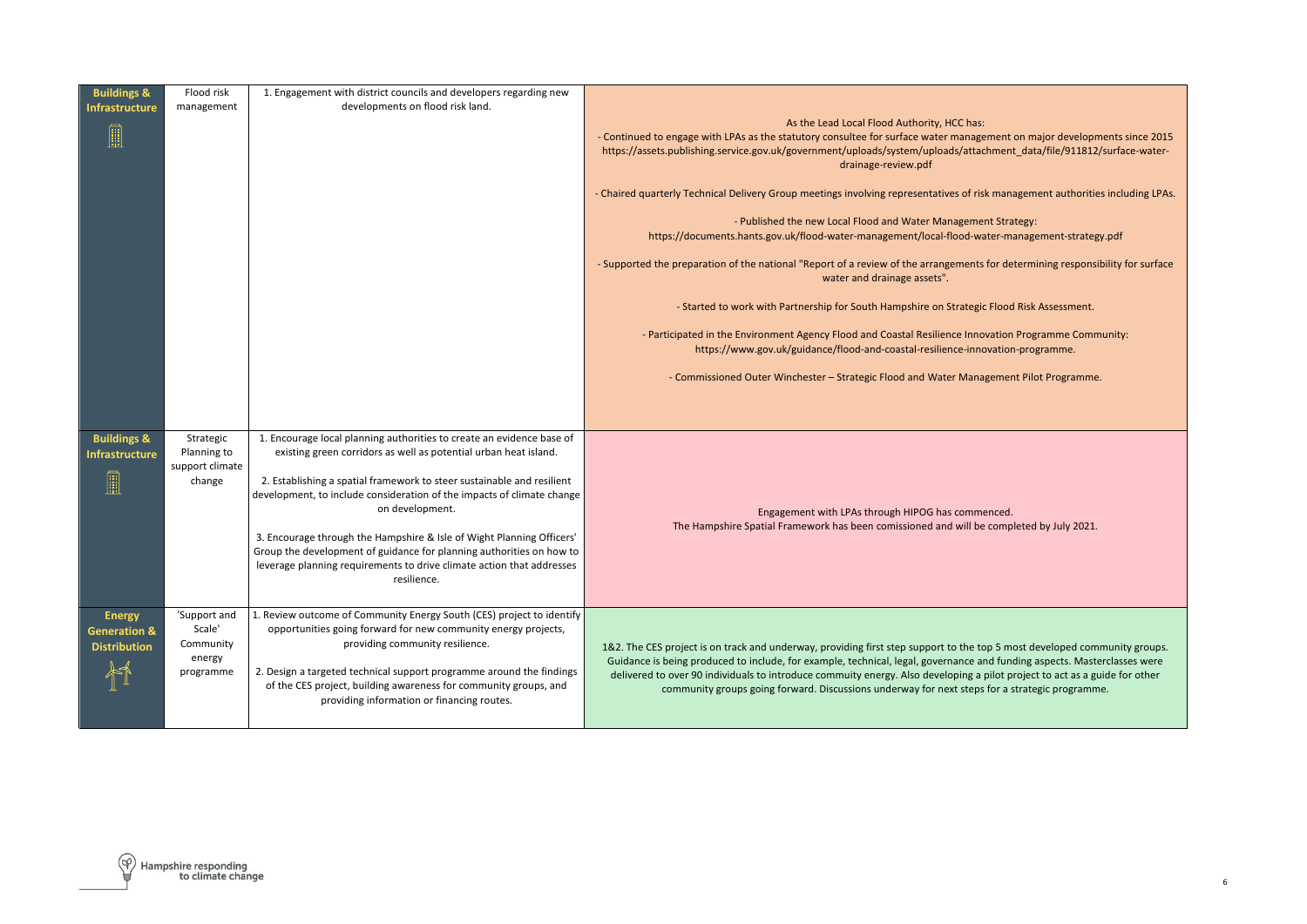| | | | |
|---|---|---|---|
| **Buildings & Infrastructure** | Flood risk management | 1. Engagement with district councils and developers regarding new developments on flood risk land. | As the Lead Local Flood Authority, HCC has:<br>- Continued to engage with LPAs as the statutory consultee for surface water management on major developments since 2015 https://assets.publishing.service.gov.uk/government/uploads/system/uploads/attachment_data/file/911812/surface-water-drainage-review.pdf<br><br>- Chaired quarterly Technical Delivery Group meetings involving representatives of risk management authorities including LPAs.<br><br>- Published the new Local Flood and Water Management Strategy: https://documents.hants.gov.uk/flood-water-management/local-flood-water-management-strategy.pdf<br><br>- Supported the preparation of the national "Report of a review of the arrangements for determining responsibility for surface water and drainage assets".<br><br>- Started to work with Partnership for South Hampshire on Strategic Flood Risk Assessment.<br><br>- Participated in the Environment Agency Flood and Coastal Resilience Innovation Programme Community: https://www.gov.uk/guidance/flood-and-coastal-resilience-innovation-programme.<br><br>- Commissioned Outer Winchester – Strategic Flood and Water Management Pilot Programme. |
| **Buildings & Infrastructure** | Strategic Planning to support climate change | 1. Encourage local planning authorities to create an evidence base of existing green corridors as well as potential urban heat island.<br><br>2. Establishing a spatial framework to steer sustainable and resilient development, to include consideration of the impacts of climate change on development.<br><br>3. Encourage through the Hampshire & Isle of Wight Planning Officers' Group the development of guidance for planning authorities on how to leverage planning requirements to drive climate action that addresses resilience. | Engagement with LPAs through HIPOG has commenced.<br>The Hampshire Spatial Framework has been comissioned and will be completed by July 2021. |
| **Energy Generation & Distribution** | 'Support and Scale' Community energy programme | 1. Review outcome of Community Energy South (CES) project to identify opportunities going forward for new community energy projects, providing community resilience.<br><br>2. Design a targeted technical support programme around the findings of the CES project, building awareness for community groups, and providing information or financing routes. | 1&2. The CES project is on track and underway, providing first step support to the top 5 most developed community groups. Guidance is being produced to include, for example, technical, legal, governance and funding aspects. Masterclasses were delivered to over 90 individuals to introduce commuity energy. Also developing a pilot project to act as a guide for other community groups going forward. Discussions underway for next steps for a strategic programme. |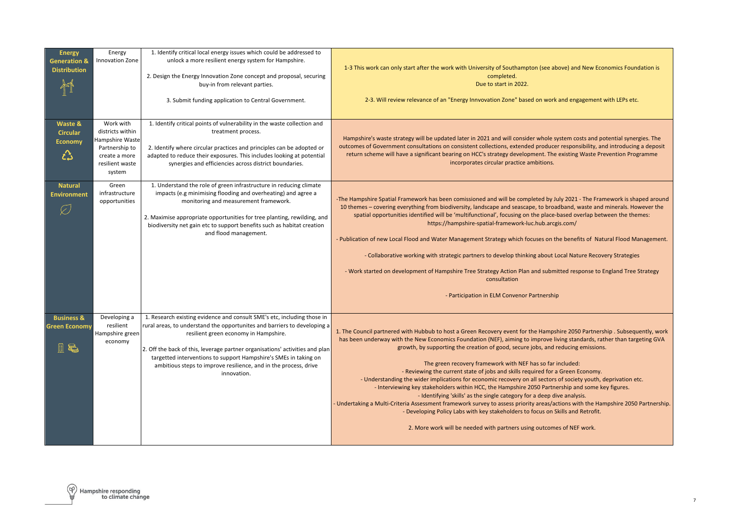| | | | |
|---|---|---|---|
| **Energy Generation & Distribution** | Energy Innovation Zone | 1. Identify critical local energy issues which could be addressed to unlock a more resilient energy system for Hampshire.<br><br>2. Design the Energy Innovation Zone concept and proposal, securing buy-in from relevant parties.<br><br>3. Submit funding application to Central Government. | 1-3 This work can only start after the work with University of Southampton (see above) and New Economics Foundation is completed.<br>Due to start in 2022.<br><br>2-3. Will review relevance of an "Energy Innvovation Zone" based on work and engagement with LEPs etc. |
| **Waste & Circular Economy** | Work with districts within Hampshire Waste Partnership to create a more resilient waste system | 1. Identify critical points of vulnerability in the waste collection and treatment process.<br><br>2. Identify where circular practices and principles can be adopted or adapted to reduce their exposures. This includes looking at potential synergies and efficiencies across district boundaries. | Hampshire's waste strategy will be updated later in 2021 and will consider whole system costs and potential synergies. The outcomes of Government consultations on consistent collections, extended producer responsibility, and introducing a deposit return scheme will have a significant bearing on HCC's strategy development. The existing Waste Prevention Programme incorporates circular practice ambitions. |
| **Natural Environment** | Green infrastructure opportunities | 1. Understand the role of green infrastructure in reducing climate impacts (e.g minimising flooding and overheating) and agree a monitoring and measurement framework.<br><br>2. Maximise appropriate opportunities for tree planting, rewilding, and biodiversity net gain etc to support benefits such as habitat creation and flood management. | -The Hampshire Spatial Framework has been comissioned and will be completed by July 2021 - The Framework is shaped around 10 themes – covering everything from biodiversity, landscape and seascape, to broadband, waste and minerals. However the spatial opportunities identified will be 'multifunctional', focusing on the place-based overlap between the themes: https://hampshire-spatial-framework-luc.hub.arcgis.com/<br><br>- Publication of new Local Flood and Water Management Strategy which focuses on the benefits of Natural Flood Management.<br><br>- Collaborative working with strategic partners to develop thinking about Local Nature Recovery Strategies<br><br>- Work started on development of Hampshire Tree Strategy Action Plan and submitted response to England Tree Strategy consultation<br><br>- Participation in ELM Convenor Partnership |
| **Business & Green Economy** | Developing a resilient Hampshire green economy | 1. Research existing evidence and consult SME's etc, including those in rural areas, to understand the opportunites and barriers to developing a resilient green economy in Hampshire.<br><br>2. Off the back of this, leverage partner organisations' activities and plan targetted interventions to support Hampshire's SMEs in taking on ambitious steps to improve resilience, and in the process, drive innovation. | 1. The Council partnered with Hubbub to host a Green Recovery event for the Hampshire 2050 Partnership . Subsequently, work has been underway with the New Economics Foundation (NEF), aiming to improve living standards, rather than targeting GVA growth, by supporting the creation of good, secure jobs, and reducing emissions.<br><br>The green recovery framework with NEF has so far included:<br>- Reviewing the current state of jobs and skills required for a Green Economy.<br>- Understanding the wider implications for economic recovery on all sectors of society youth, deprivation etc.<br>- Interviewing key stakeholders within HCC, the Hampshire 2050 Partnership and some key figures.<br>- Identifying 'skills' as the single category for a deep dive analysis.<br>- Undertaking a Multi-Criteria Assessment framework survey to assess priority areas/actions with the Hampshire 2050 Partnership.<br>- Developing Policy Labs with key stakeholders to focus on Skills and Retrofit.<br><br>2. More work will be needed with partners using outcomes of NEF work. |

Hampshire responding to climate change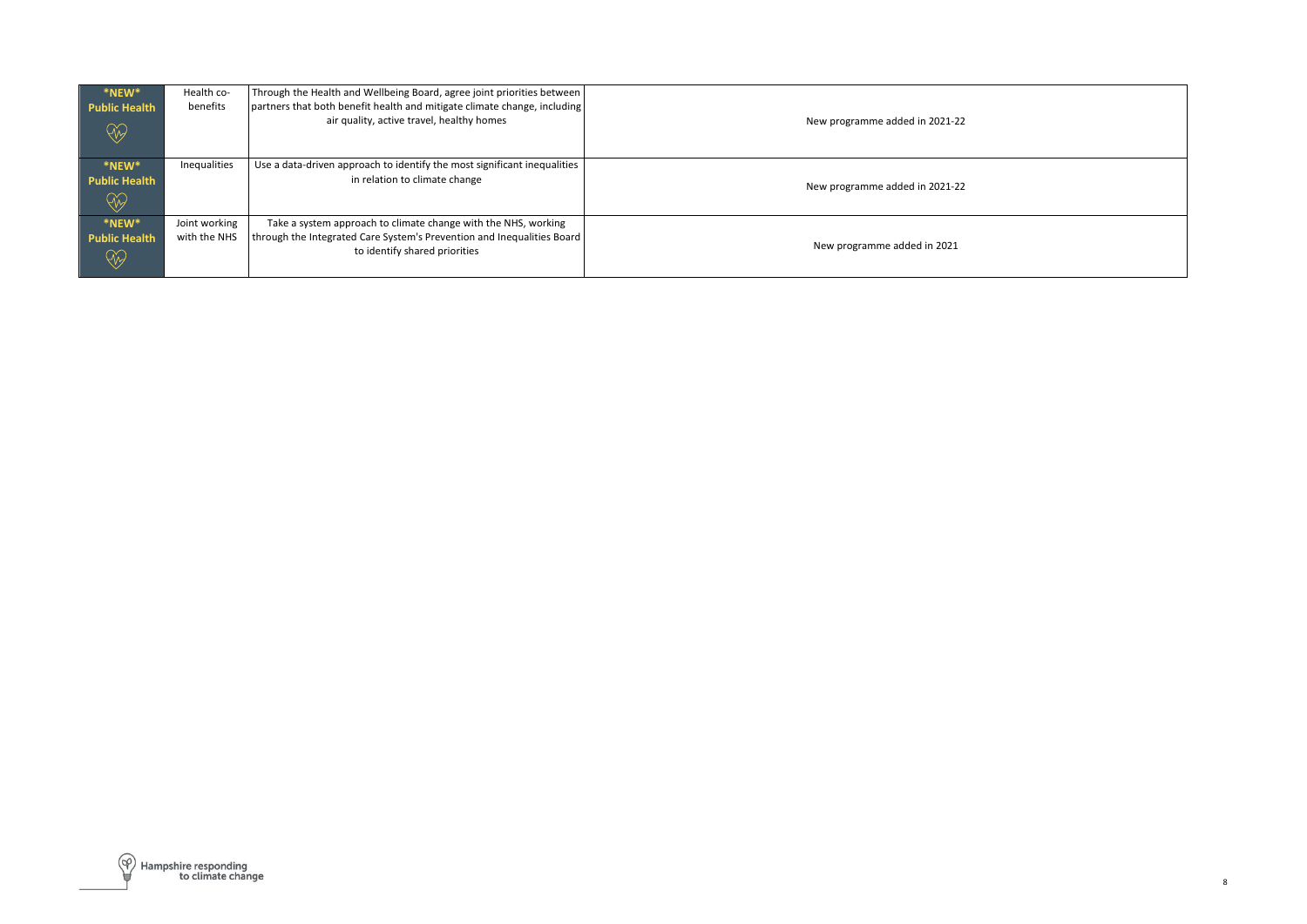| | | | |
|---|---|---|---|
| *NEW* Public Health | Health co-benefits | Through the Health and Wellbeing Board, agree joint priorities between partners that both benefit health and mitigate climate change, including air quality, active travel, healthy homes | New programme added in 2021-22 |
| *NEW* Public Health | Inequalities | Use a data-driven approach to identify the most significant inequalities in relation to climate change | New programme added in 2021-22 |
| *NEW* Public Health | Joint working with the NHS | Take a system approach to climate change with the NHS, working through the Integrated Care System's Prevention and Inequalities Board to identify shared priorities | New programme added in 2021 |